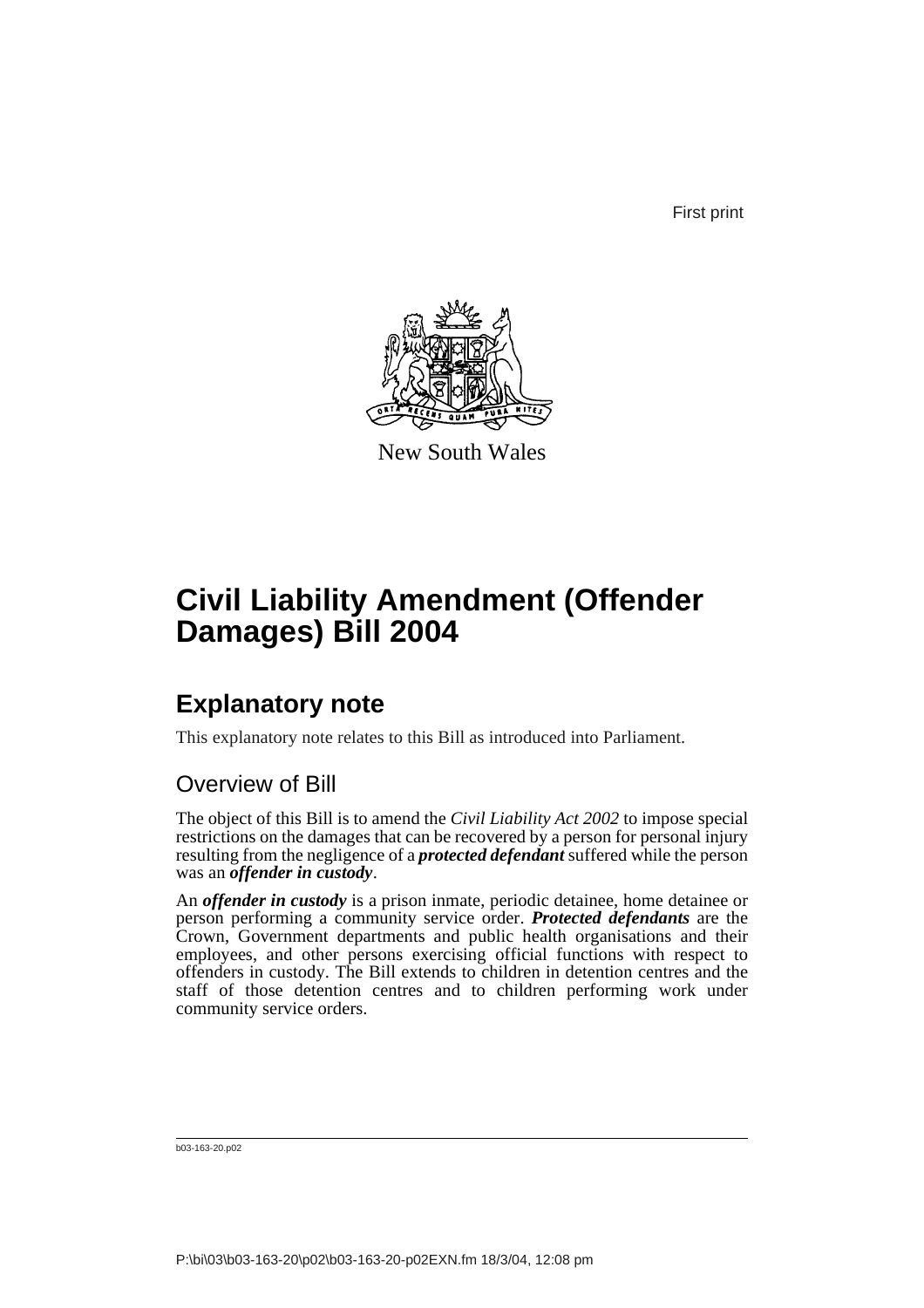First print

New South Wales

# Civil Liability Amendment (Offender Damages) Bill 2004

## Explanatory note

This explanatory note relates to this Bill as introduced into Parliament.

### Overview of Bill

The object of this Bill is to amend the *Civil Liability Act 2002* to impose special restrictions on the damages that can be recovered by a person for personal injury resulting from the negligence of a ***protected defendant*** suffered while the person was an ***offender in custody***.

An ***offender in custody*** is a prison inmate, periodic detainee, home detainee or person performing a community service order. ***Protected defendants*** are the Crown, Government departments and public health organisations and their employees, and other persons exercising official functions with respect to offenders in custody. The Bill extends to children in detention centres and the staff of those detention centres and to children performing work under community service orders.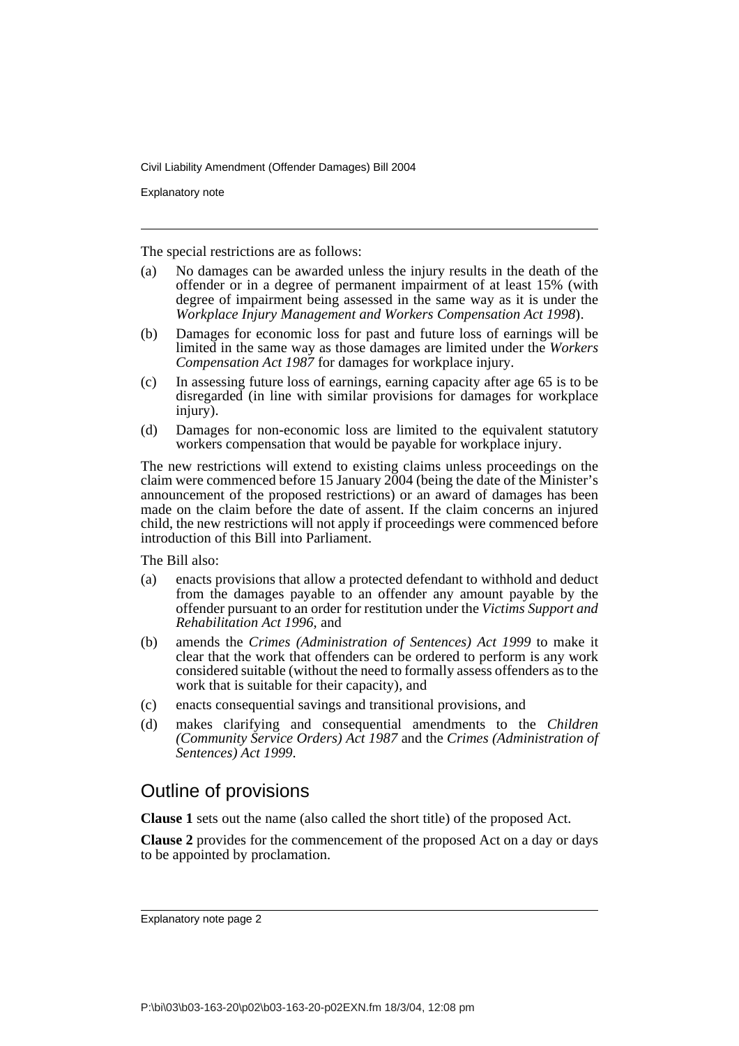The special restrictions are as follows:

(a) No damages can be awarded unless the injury results in the death of the offender or in a degree of permanent impairment of at least 15% (with degree of impairment being assessed in the same way as it is under the *Workplace Injury Management and Workers Compensation Act 1998*).

(b) Damages for economic loss for past and future loss of earnings will be limited in the same way as those damages are limited under the *Workers Compensation Act 1987* for damages for workplace injury.

(c) In assessing future loss of earnings, earning capacity after age 65 is to be disregarded (in line with similar provisions for damages for workplace injury).

(d) Damages for non-economic loss are limited to the equivalent statutory workers compensation that would be payable for workplace injury.

The new restrictions will extend to existing claims unless proceedings on the claim were commenced before 15 January 2004 (being the date of the Minister's announcement of the proposed restrictions) or an award of damages has been made on the claim before the date of assent. If the claim concerns an injured child, the new restrictions will not apply if proceedings were commenced before introduction of this Bill into Parliament.

The Bill also:

(a) enacts provisions that allow a protected defendant to withhold and deduct from the damages payable to an offender any amount payable by the offender pursuant to an order for restitution under the *Victims Support and Rehabilitation Act 1996*, and

(b) amends the *Crimes (Administration of Sentences) Act 1999* to make it clear that the work that offenders can be ordered to perform is any work considered suitable (without the need to formally assess offenders as to the work that is suitable for their capacity), and

(c) enacts consequential savings and transitional provisions, and

(d) makes clarifying and consequential amendments to the *Children (Community Service Orders) Act 1987* and the *Crimes (Administration of Sentences) Act 1999*.

## Outline of provisions

**Clause 1** sets out the name (also called the short title) of the proposed Act.

**Clause 2** provides for the commencement of the proposed Act on a day or days to be appointed by proclamation.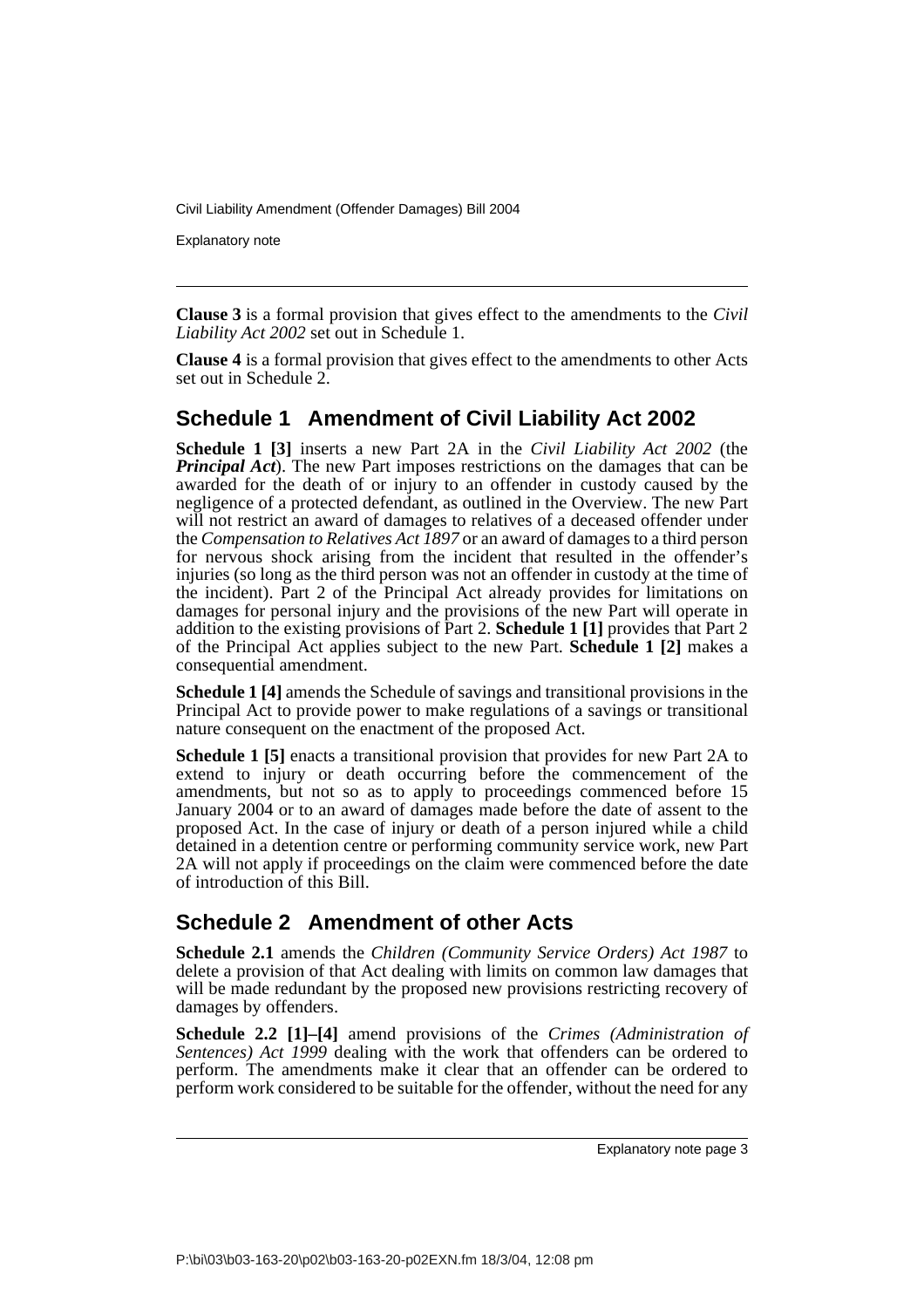**Clause 3** is a formal provision that gives effect to the amendments to the *Civil Liability Act 2002* set out in Schedule 1.

**Clause 4** is a formal provision that gives effect to the amendments to other Acts set out in Schedule 2.

## Schedule 1 Amendment of Civil Liability Act 2002

**Schedule 1 [3]** inserts a new Part 2A in the *Civil Liability Act 2002* (the ***Principal Act***). The new Part imposes restrictions on the damages that can be awarded for the death of or injury to an offender in custody caused by the negligence of a protected defendant, as outlined in the Overview. The new Part will not restrict an award of damages to relatives of a deceased offender under the *Compensation to Relatives Act 1897* or an award of damages to a third person for nervous shock arising from the incident that resulted in the offender's injuries (so long as the third person was not an offender in custody at the time of the incident). Part 2 of the Principal Act already provides for limitations on damages for personal injury and the provisions of the new Part will operate in addition to the existing provisions of Part 2. **Schedule 1 [1]** provides that Part 2 of the Principal Act applies subject to the new Part. **Schedule 1 [2]** makes a consequential amendment.

**Schedule 1 [4]** amends the Schedule of savings and transitional provisions in the Principal Act to provide power to make regulations of a savings or transitional nature consequent on the enactment of the proposed Act.

**Schedule 1 [5]** enacts a transitional provision that provides for new Part 2A to extend to injury or death occurring before the commencement of the amendments, but not so as to apply to proceedings commenced before 15 January 2004 or to an award of damages made before the date of assent to the proposed Act. In the case of injury or death of a person injured while a child detained in a detention centre or performing community service work, new Part 2A will not apply if proceedings on the claim were commenced before the date of introduction of this Bill.

## Schedule 2 Amendment of other Acts

**Schedule 2.1** amends the *Children (Community Service Orders) Act 1987* to delete a provision of that Act dealing with limits on common law damages that will be made redundant by the proposed new provisions restricting recovery of damages by offenders.

**Schedule 2.2 [1]–[4]** amend provisions of the *Crimes (Administration of Sentences) Act 1999* dealing with the work that offenders can be ordered to perform. The amendments make it clear that an offender can be ordered to perform work considered to be suitable for the offender, without the need for any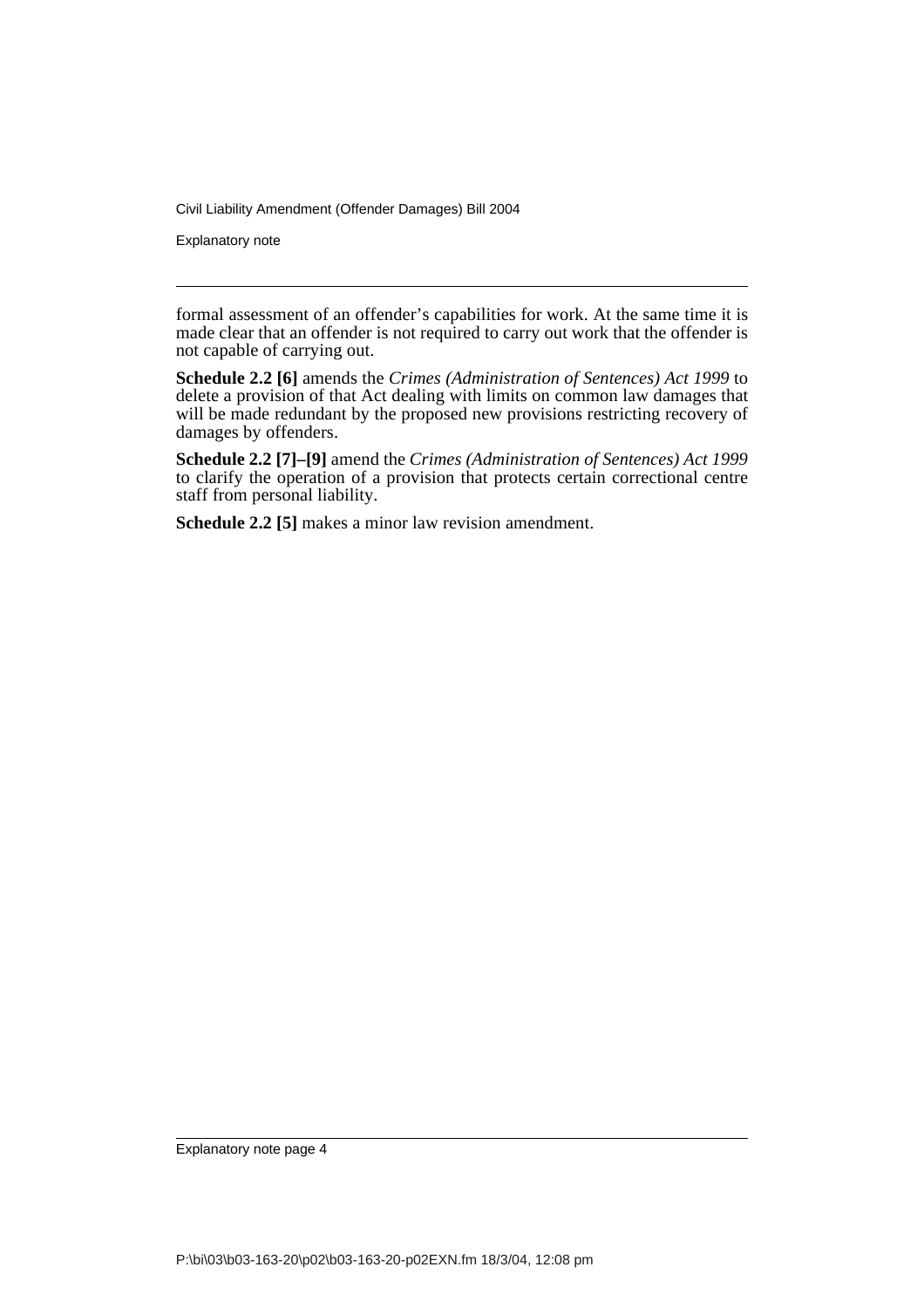formal assessment of an offender's capabilities for work. At the same time it is made clear that an offender is not required to carry out work that the offender is not capable of carrying out.

**Schedule 2.2 [6]** amends the *Crimes (Administration of Sentences) Act 1999* to delete a provision of that Act dealing with limits on common law damages that will be made redundant by the proposed new provisions restricting recovery of damages by offenders.

**Schedule 2.2 [7]–[9]** amend the *Crimes (Administration of Sentences) Act 1999* to clarify the operation of a provision that protects certain correctional centre staff from personal liability.

**Schedule 2.2 [5]** makes a minor law revision amendment.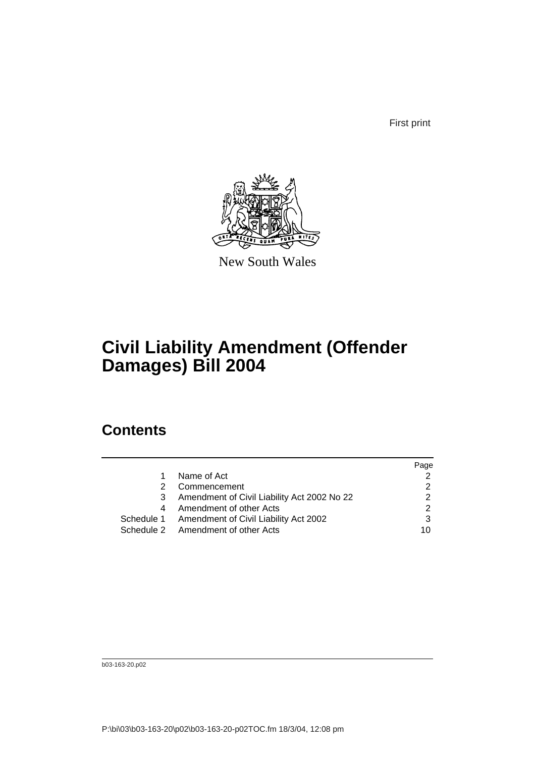First print

New South Wales

# Civil Liability Amendment (Offender Damages) Bill 2004

## Contents

| | | Page |
|---|---|---|
| 1 | Name of Act | 2 |
| 2 | Commencement | 2 |
| 3 | Amendment of Civil Liability Act 2002 No 22 | 2 |
| 4 | Amendment of other Acts | 2 |
| Schedule 1 | Amendment of Civil Liability Act 2002 | 3 |
| Schedule 2 | Amendment of other Acts | 10 |

b03-163-20.p02

P:\bi\03\b03-163-20\p02\b03-163-20-p02TOC.fm 18/3/04, 12:08 pm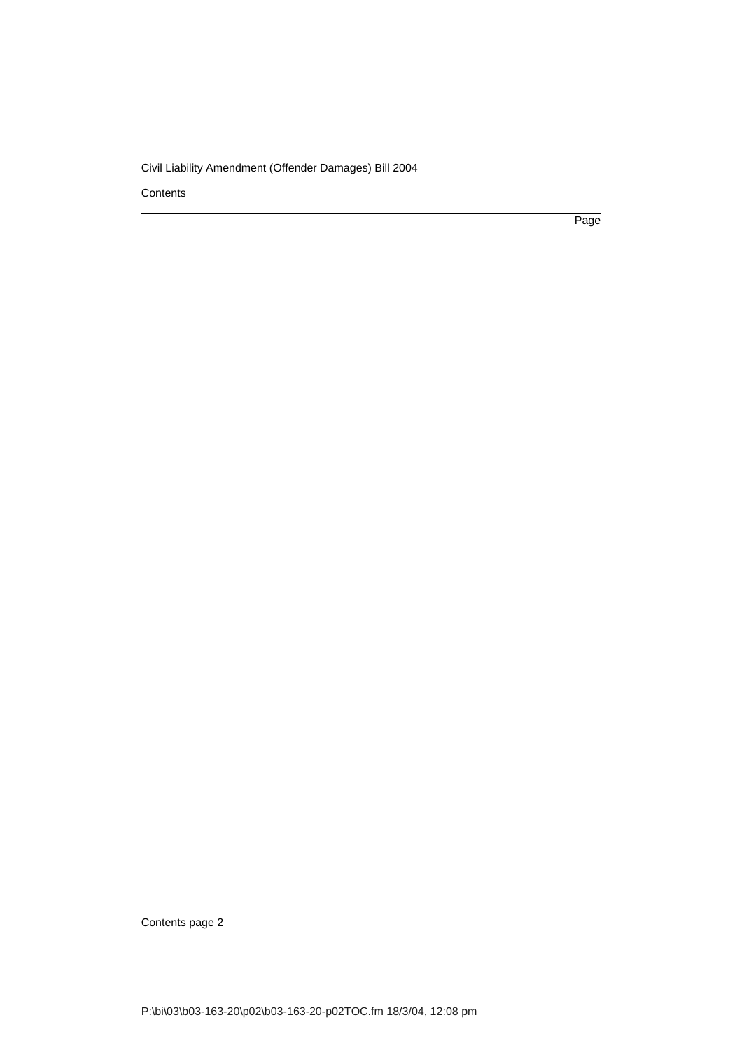Contents

Page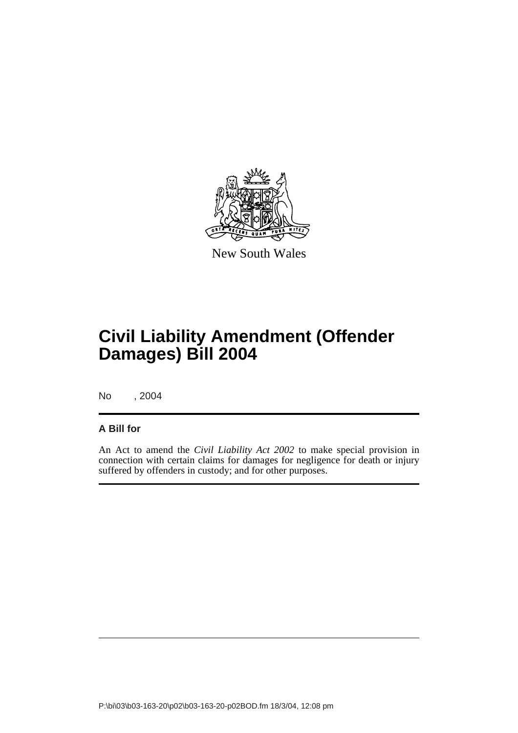New South Wales

# Civil Liability Amendment (Offender Damages) Bill 2004

No , 2004

## A Bill for

An Act to amend the *Civil Liability Act 2002* to make special provision in connection with certain claims for damages for negligence for death or injury suffered by offenders in custody; and for other purposes.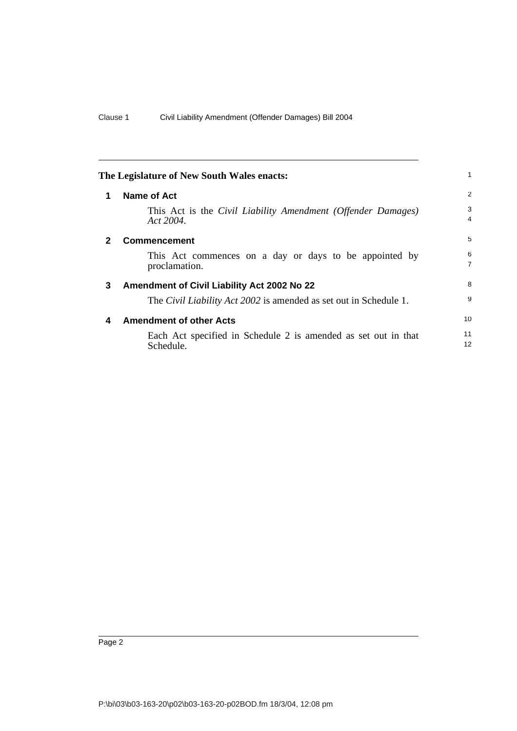**The Legislature of New South Wales enacts:**

## 1 Name of Act

This Act is the *Civil Liability Amendment (Offender Damages) Act 2004*.

## 2 Commencement

This Act commences on a day or days to be appointed by proclamation.

## 3 Amendment of Civil Liability Act 2002 No 22

The *Civil Liability Act 2002* is amended as set out in Schedule 1.

## 4 Amendment of other Acts

Each Act specified in Schedule 2 is amended as set out in that Schedule.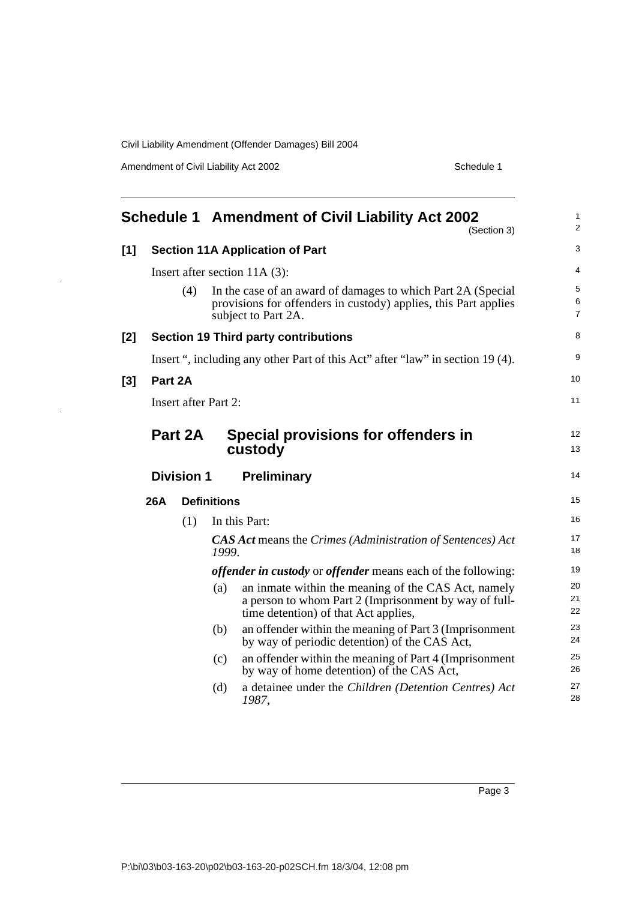# Schedule 1 Amendment of Civil Liability Act 2002

(Section 3)

## [1] Section 11A Application of Part

Insert after section 11A (3):

(4) In the case of an award of damages to which Part 2A (Special provisions for offenders in custody) applies, this Part applies subject to Part 2A.

## [2] Section 19 Third party contributions

Insert ", including any other Part of this Act" after "law" in section 19 (4).

## [3] Part 2A

Insert after Part 2:

## Part 2A Special provisions for offenders in custody

### Division 1 Preliminary

#### 26A Definitions

(1) In this Part:

***CAS Act*** means the *Crimes (Administration of Sentences) Act 1999*.

***offender in custody*** or ***offender*** means each of the following:

(a) an inmate within the meaning of the CAS Act, namely a person to whom Part 2 (Imprisonment by way of full-time detention) of that Act applies,

(b) an offender within the meaning of Part 3 (Imprisonment by way of periodic detention) of the CAS Act,

(c) an offender within the meaning of Part 4 (Imprisonment by way of home detention) of the CAS Act,

(d) a detainee under the *Children (Detention Centres) Act 1987*,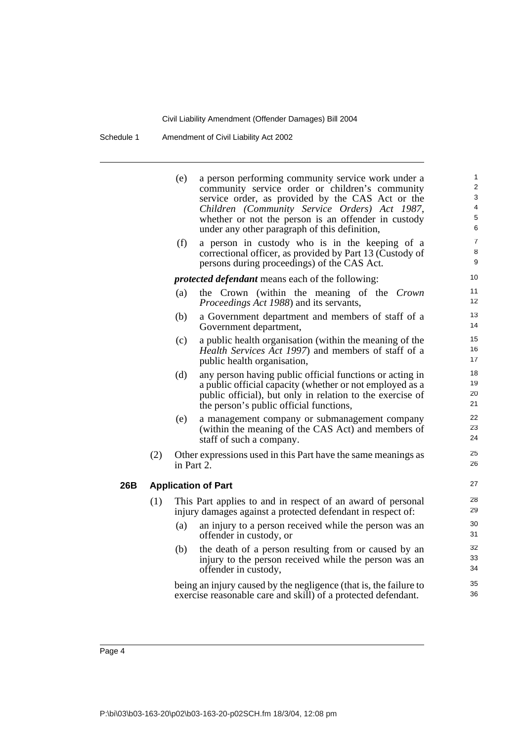(e) a person performing community service work under a community service order or children's community service order, as provided by the CAS Act or the *Children (Community Service Orders) Act 1987*, whether or not the person is an offender in custody under any other paragraph of this definition,

(f) a person in custody who is in the keeping of a correctional officer, as provided by Part 13 (Custody of persons during proceedings) of the CAS Act.

***protected defendant*** means each of the following:

(a) the Crown (within the meaning of the *Crown Proceedings Act 1988*) and its servants,

(b) a Government department and members of staff of a Government department,

(c) a public health organisation (within the meaning of the *Health Services Act 1997*) and members of staff of a public health organisation,

(d) any person having public official functions or acting in a public official capacity (whether or not employed as a public official), but only in relation to the exercise of the person's public official functions,

(e) a management company or submanagement company (within the meaning of the CAS Act) and members of staff of such a company.

(2) Other expressions used in this Part have the same meanings as in Part 2.

### 26B Application of Part

(1) This Part applies to and in respect of an award of personal injury damages against a protected defendant in respect of:

(a) an injury to a person received while the person was an offender in custody, or

(b) the death of a person resulting from or caused by an injury to the person received while the person was an offender in custody,

being an injury caused by the negligence (that is, the failure to exercise reasonable care and skill) of a protected defendant.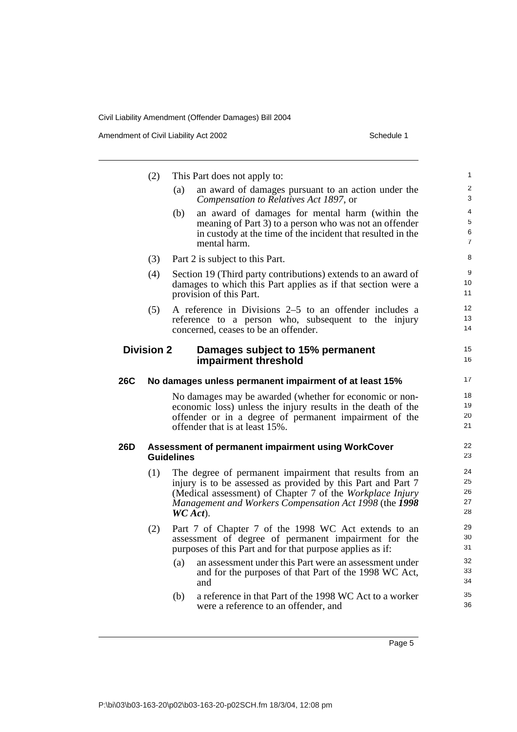(2) This Part does not apply to:

(a) an award of damages pursuant to an action under the *Compensation to Relatives Act 1897*, or

(b) an award of damages for mental harm (within the meaning of Part 3) to a person who was not an offender in custody at the time of the incident that resulted in the mental harm.

(3) Part 2 is subject to this Part.

(4) Section 19 (Third party contributions) extends to an award of damages to which this Part applies as if that section were a provision of this Part.

(5) A reference in Divisions 2–5 to an offender includes a reference to a person who, subsequent to the injury concerned, ceases to be an offender.

## Division 2 Damages subject to 15% permanent impairment threshold

### 26C No damages unless permanent impairment of at least 15%

No damages may be awarded (whether for economic or non-economic loss) unless the injury results in the death of the offender or in a degree of permanent impairment of the offender that is at least 15%.

### 26D Assessment of permanent impairment using WorkCover Guidelines

(1) The degree of permanent impairment that results from an injury is to be assessed as provided by this Part and Part 7 (Medical assessment) of Chapter 7 of the *Workplace Injury Management and Workers Compensation Act 1998* (the ***1998 WC Act***).

(2) Part 7 of Chapter 7 of the 1998 WC Act extends to an assessment of degree of permanent impairment for the purposes of this Part and for that purpose applies as if:

(a) an assessment under this Part were an assessment under and for the purposes of that Part of the 1998 WC Act, and

(b) a reference in that Part of the 1998 WC Act to a worker were a reference to an offender, and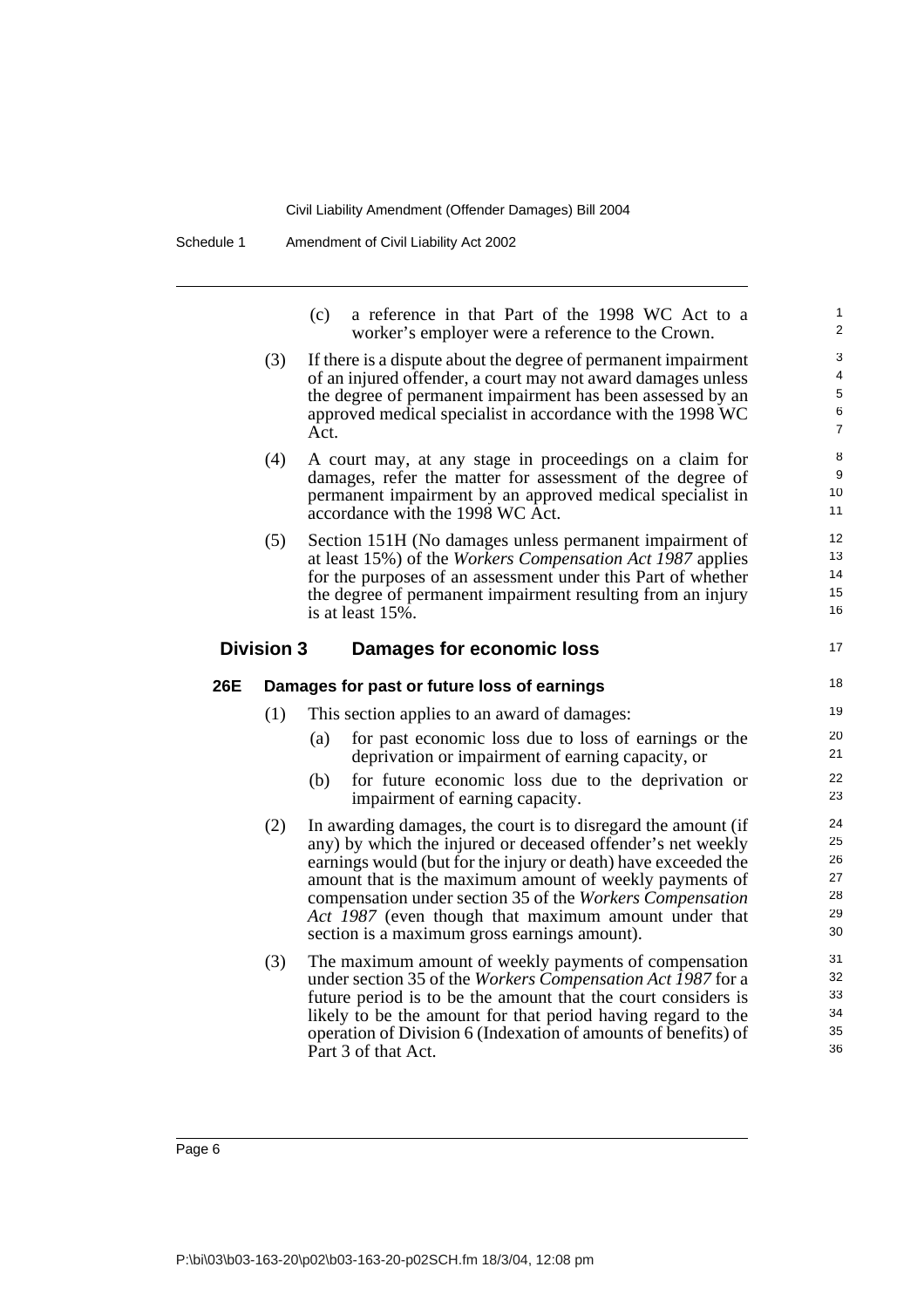(c) a reference in that Part of the 1998 WC Act to a worker's employer were a reference to the Crown.

(3) If there is a dispute about the degree of permanent impairment of an injured offender, a court may not award damages unless the degree of permanent impairment has been assessed by an approved medical specialist in accordance with the 1998 WC Act.

(4) A court may, at any stage in proceedings on a claim for damages, refer the matter for assessment of the degree of permanent impairment by an approved medical specialist in accordance with the 1998 WC Act.

(5) Section 151H (No damages unless permanent impairment of at least 15%) of the *Workers Compensation Act 1987* applies for the purposes of an assessment under this Part of whether the degree of permanent impairment resulting from an injury is at least 15%.

## Division 3 Damages for economic loss

### 26E Damages for past or future loss of earnings

(1) This section applies to an award of damages:

(a) for past economic loss due to loss of earnings or the deprivation or impairment of earning capacity, or

(b) for future economic loss due to the deprivation or impairment of earning capacity.

(2) In awarding damages, the court is to disregard the amount (if any) by which the injured or deceased offender's net weekly earnings would (but for the injury or death) have exceeded the amount that is the maximum amount of weekly payments of compensation under section 35 of the *Workers Compensation Act 1987* (even though that maximum amount under that section is a maximum gross earnings amount).

(3) The maximum amount of weekly payments of compensation under section 35 of the *Workers Compensation Act 1987* for a future period is to be the amount that the court considers is likely to be the amount for that period having regard to the operation of Division 6 (Indexation of amounts of benefits) of Part 3 of that Act.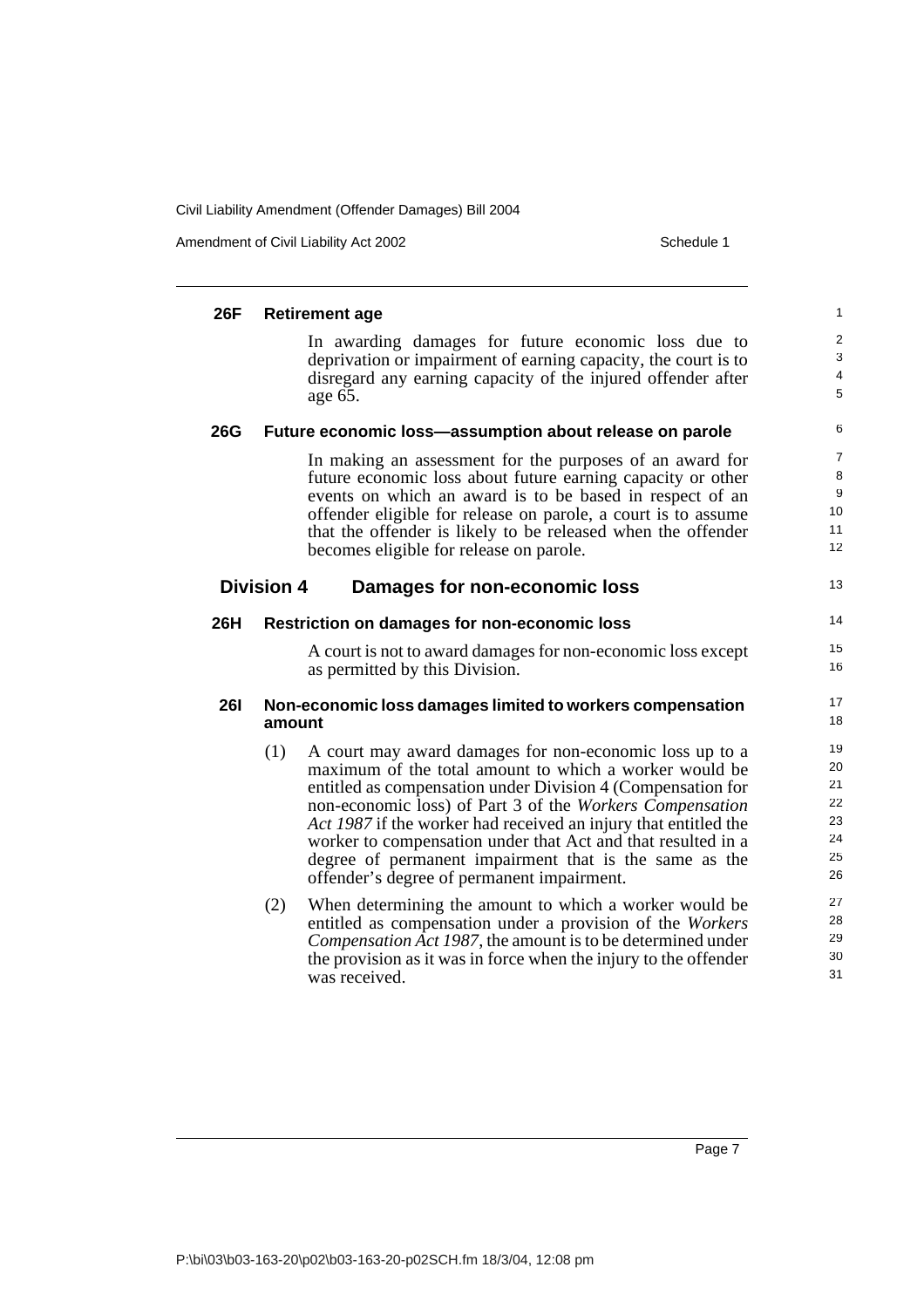**26F Retirement age**

In awarding damages for future economic loss due to deprivation or impairment of earning capacity, the court is to disregard any earning capacity of the injured offender after age 65.

**26G Future economic loss—assumption about release on parole**

In making an assessment for the purposes of an award for future economic loss about future earning capacity or other events on which an award is to be based in respect of an offender eligible for release on parole, a court is to assume that the offender is likely to be released when the offender becomes eligible for release on parole.

## Division 4 Damages for non-economic loss

**26H Restriction on damages for non-economic loss**

A court is not to award damages for non-economic loss except as permitted by this Division.

**26I Non-economic loss damages limited to workers compensation amount**

(1) A court may award damages for non-economic loss up to a maximum of the total amount to which a worker would be entitled as compensation under Division 4 (Compensation for non-economic loss) of Part 3 of the *Workers Compensation Act 1987* if the worker had received an injury that entitled the worker to compensation under that Act and that resulted in a degree of permanent impairment that is the same as the offender's degree of permanent impairment.

(2) When determining the amount to which a worker would be entitled as compensation under a provision of the *Workers Compensation Act 1987*, the amount is to be determined under the provision as it was in force when the injury to the offender was received.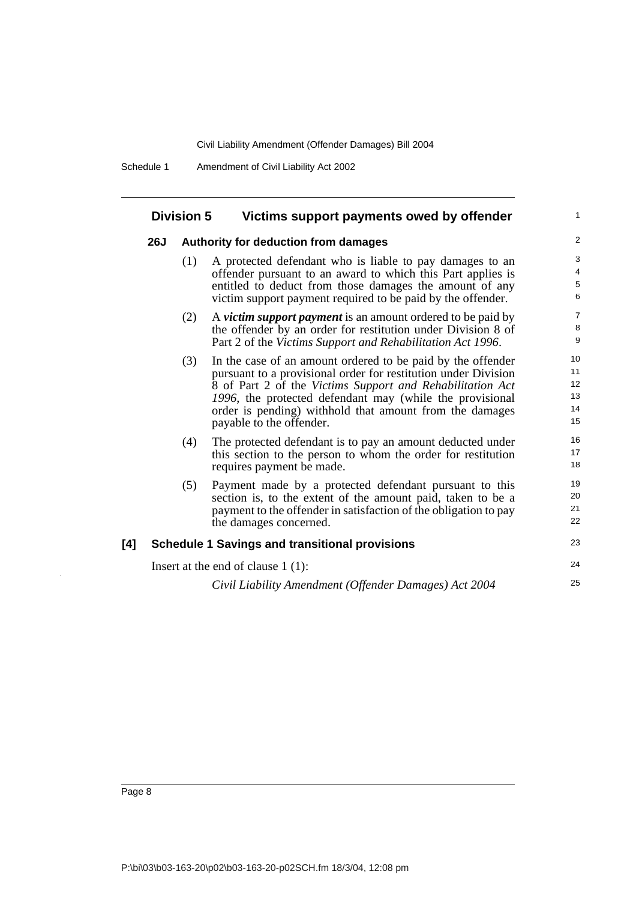## Division 5 Victims support payments owed by offender

### 26J Authority for deduction from damages

(1) A protected defendant who is liable to pay damages to an offender pursuant to an award to which this Part applies is entitled to deduct from those damages the amount of any victim support payment required to be paid by the offender.

(2) A ***victim support payment*** is an amount ordered to be paid by the offender by an order for restitution under Division 8 of Part 2 of the *Victims Support and Rehabilitation Act 1996*.

(3) In the case of an amount ordered to be paid by the offender pursuant to a provisional order for restitution under Division 8 of Part 2 of the *Victims Support and Rehabilitation Act 1996*, the protected defendant may (while the provisional order is pending) withhold that amount from the damages payable to the offender.

(4) The protected defendant is to pay an amount deducted under this section to the person to whom the order for restitution requires payment be made.

(5) Payment made by a protected defendant pursuant to this section is, to the extent of the amount paid, taken to be a payment to the offender in satisfaction of the obligation to pay the damages concerned.

## [4] Schedule 1 Savings and transitional provisions

Insert at the end of clause 1 (1):

*Civil Liability Amendment (Offender Damages) Act 2004*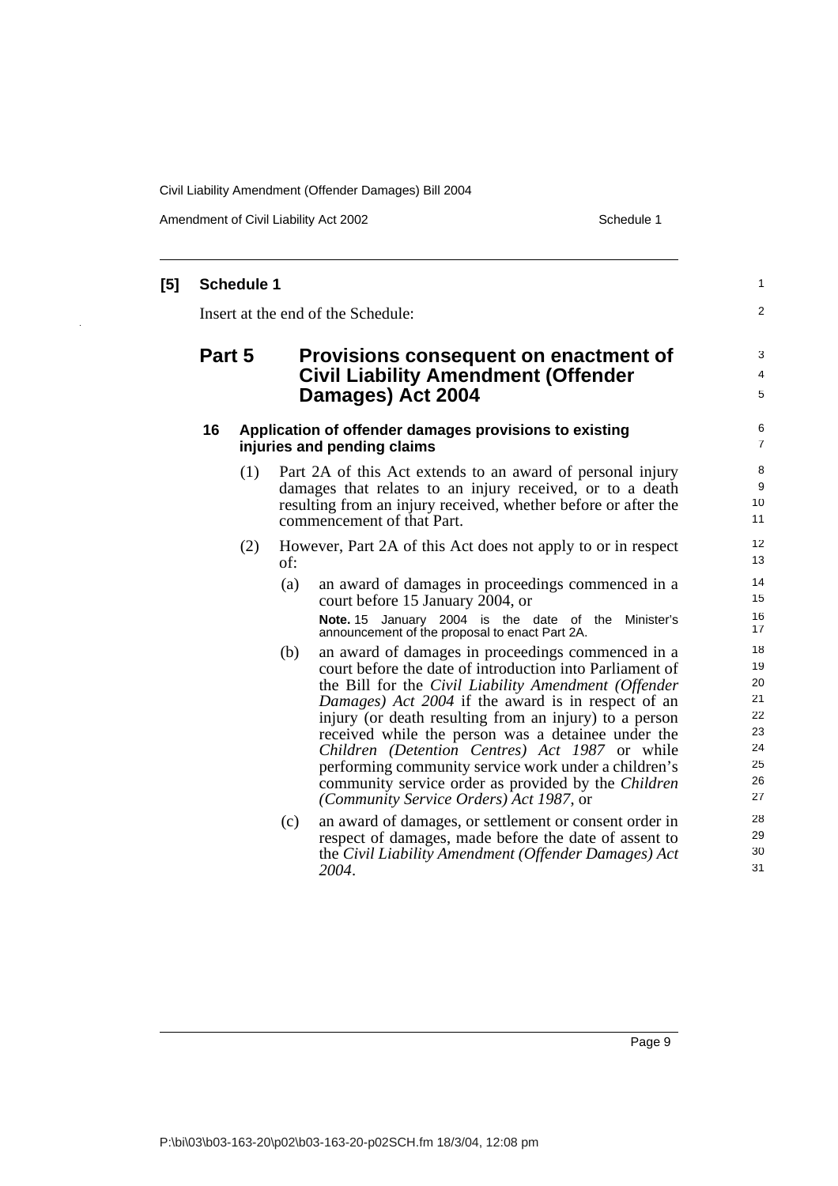**[5] Schedule 1**

Insert at the end of the Schedule:

## Part 5 Provisions consequent on enactment of Civil Liability Amendment (Offender Damages) Act 2004

### 16 Application of offender damages provisions to existing injuries and pending claims

(1) Part 2A of this Act extends to an award of personal injury damages that relates to an injury received, or to a death resulting from an injury received, whether before or after the commencement of that Part.

(2) However, Part 2A of this Act does not apply to or in respect of:

(a) an award of damages in proceedings commenced in a court before 15 January 2004, or

**Note.** 15 January 2004 is the date of the Minister's announcement of the proposal to enact Part 2A.

(b) an award of damages in proceedings commenced in a court before the date of introduction into Parliament of the Bill for the *Civil Liability Amendment (Offender Damages) Act 2004* if the award is in respect of an injury (or death resulting from an injury) to a person received while the person was a detainee under the *Children (Detention Centres) Act 1987* or while performing community service work under a children's community service order as provided by the *Children (Community Service Orders) Act 1987*, or

(c) an award of damages, or settlement or consent order in respect of damages, made before the date of assent to the *Civil Liability Amendment (Offender Damages) Act 2004*.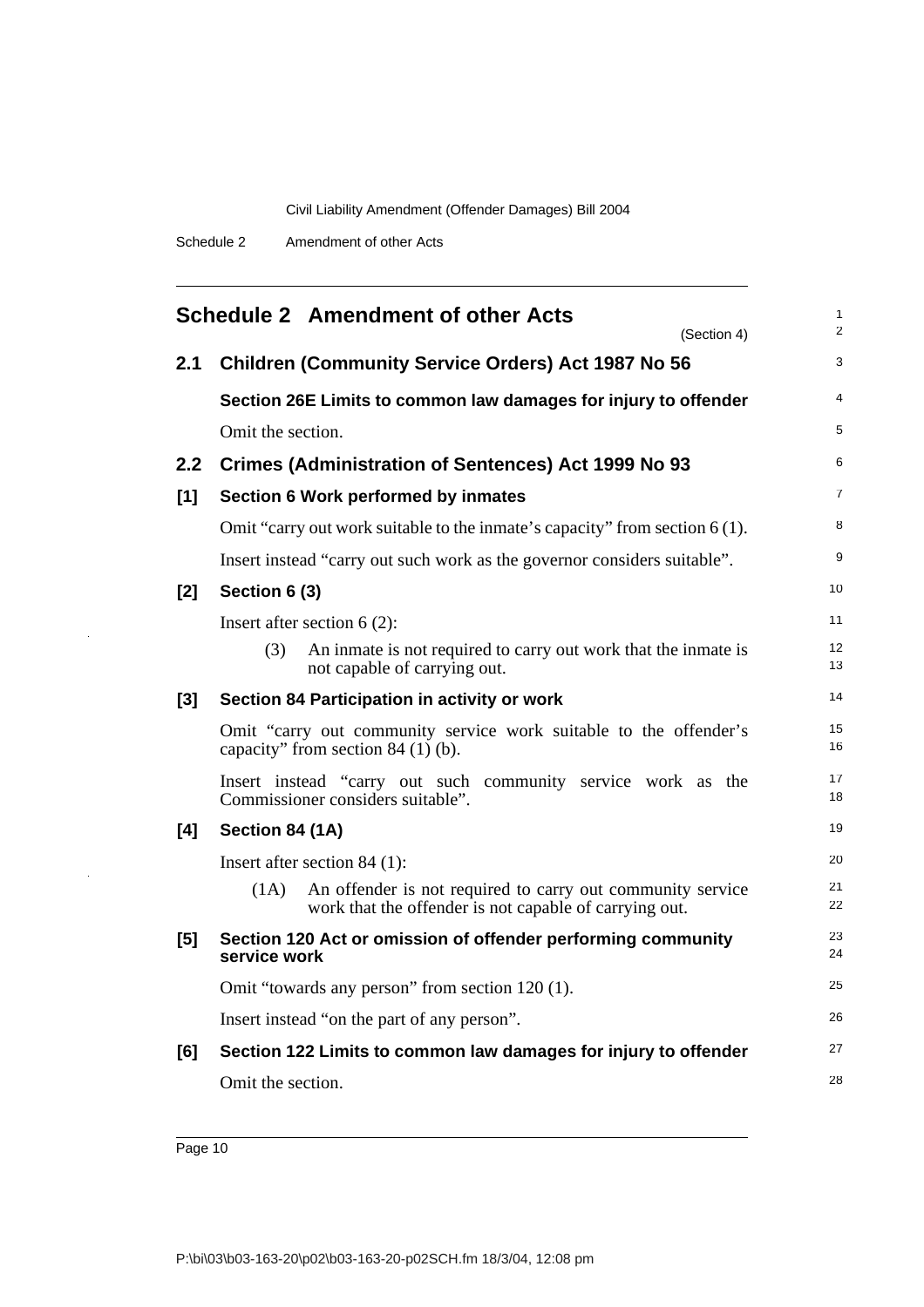## Schedule 2 Amendment of other Acts

(Section 4)

### 2.1 Children (Community Service Orders) Act 1987 No 56

**Section 26E Limits to common law damages for injury to offender**

Omit the section.

### 2.2 Crimes (Administration of Sentences) Act 1999 No 93

**[1] Section 6 Work performed by inmates**

Omit "carry out work suitable to the inmate's capacity" from section 6 (1).

Insert instead "carry out such work as the governor considers suitable".

**[2] Section 6 (3)**

Insert after section 6 (2):

> (3) An inmate is not required to carry out work that the inmate is not capable of carrying out.

**[3] Section 84 Participation in activity or work**

Omit "carry out community service work suitable to the offender's capacity" from section 84 (1) (b).

Insert instead "carry out such community service work as the Commissioner considers suitable".

**[4] Section 84 (1A)**

Insert after section 84 (1):

> (1A) An offender is not required to carry out community service work that the offender is not capable of carrying out.

**[5] Section 120 Act or omission of offender performing community service work**

Omit "towards any person" from section 120 (1).

Insert instead "on the part of any person".

**[6] Section 122 Limits to common law damages for injury to offender**

Omit the section.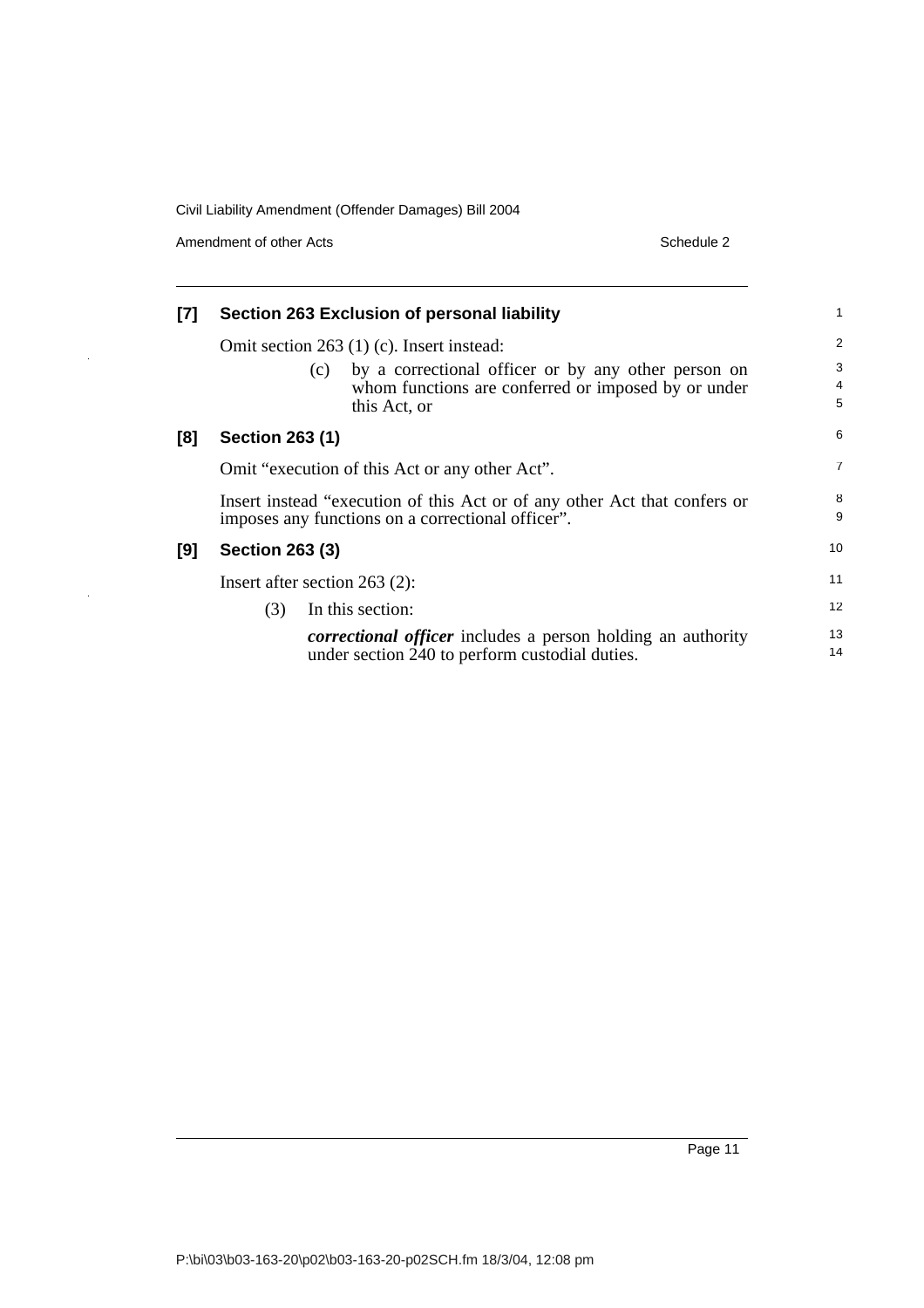**[7] Section 263 Exclusion of personal liability**

Omit section 263 (1) (c). Insert instead:

(c) by a correctional officer or by any other person on whom functions are conferred or imposed by or under this Act, or

**[8] Section 263 (1)**

Omit "execution of this Act or any other Act".

Insert instead "execution of this Act or of any other Act that confers or imposes any functions on a correctional officer".

**[9] Section 263 (3)**

Insert after section 263 (2):

(3) In this section:

***correctional officer*** includes a person holding an authority under section 240 to perform custodial duties.